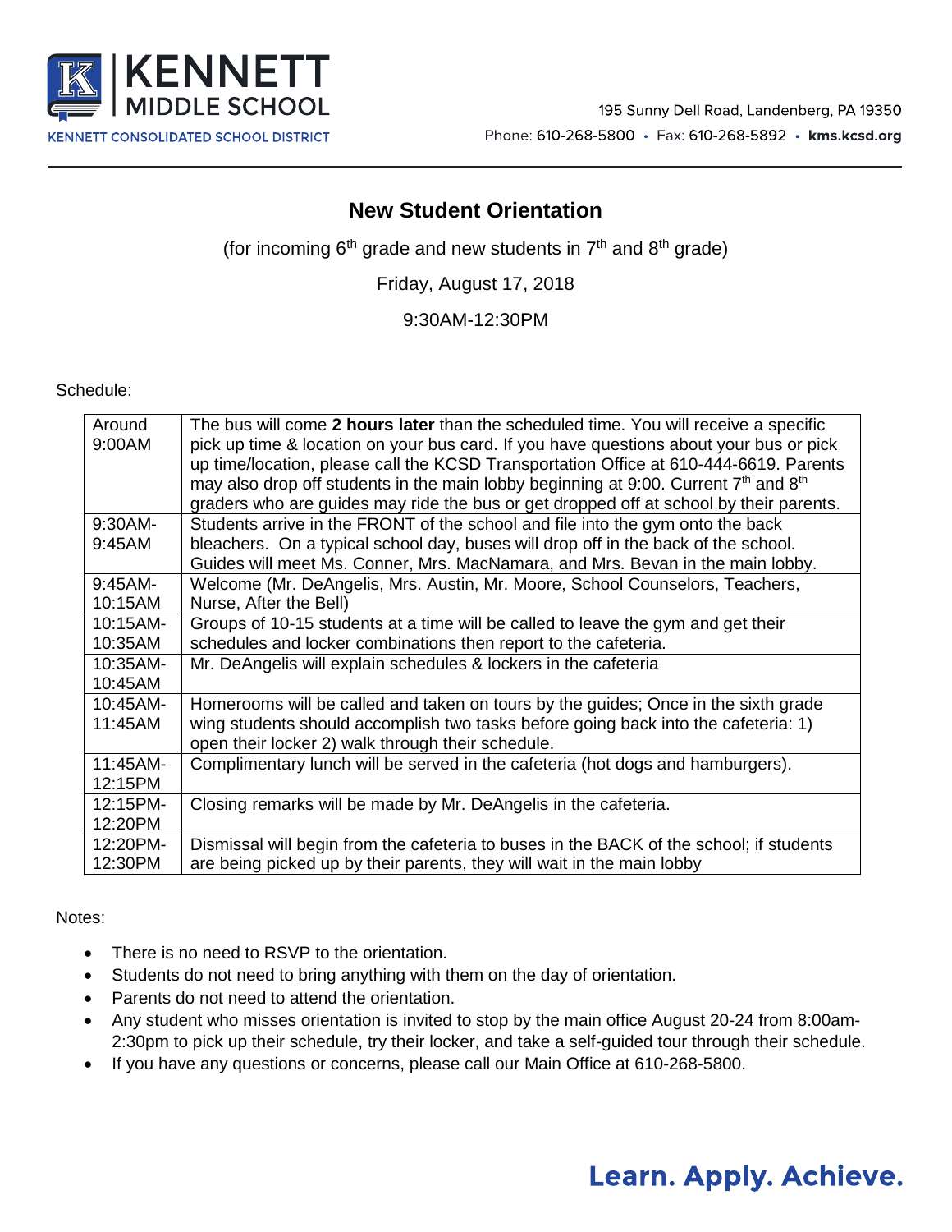# KENNETT MIDDLE SCHOOL

KENNETT CONSOLIDATED SCHOOL DISTRICT

195 Sunny Dell Road, Landenberg, PA 19350

Phone: 610-268-5800 • Fax: 610-268-5892 • **kms.kcsd.org**

## New Student Orientation

(for incoming 6th grade and new students in 7th and 8th grade)

Friday, August 17, 2018

9:30AM-12:30PM

Schedule:

| Time | Activity |
|---|---|
| Around 9:00AM | The bus will come **2 hours later** than the scheduled time. You will receive a specific pick up time & location on your bus card. If you have questions about your bus or pick up time/location, please call the KCSD Transportation Office at 610-444-6619. Parents may also drop off students in the main lobby beginning at 9:00. Current 7th and 8th graders who are guides may ride the bus or get dropped off at school by their parents. |
| 9:30AM-9:45AM | Students arrive in the FRONT of the school and file into the gym onto the back bleachers. On a typical school day, buses will drop off in the back of the school. Guides will meet Ms. Conner, Mrs. MacNamara, and Mrs. Bevan in the main lobby. |
| 9:45AM-10:15AM | Welcome (Mr. DeAngelis, Mrs. Austin, Mr. Moore, School Counselors, Teachers, Nurse, After the Bell) |
| 10:15AM-10:35AM | Groups of 10-15 students at a time will be called to leave the gym and get their schedules and locker combinations then report to the cafeteria. |
| 10:35AM-10:45AM | Mr. DeAngelis will explain schedules & lockers in the cafeteria |
| 10:45AM-11:45AM | Homerooms will be called and taken on tours by the guides; Once in the sixth grade wing students should accomplish two tasks before going back into the cafeteria: 1) open their locker 2) walk through their schedule. |
| 11:45AM-12:15PM | Complimentary lunch will be served in the cafeteria (hot dogs and hamburgers). |
| 12:15PM-12:20PM | Closing remarks will be made by Mr. DeAngelis in the cafeteria. |
| 12:20PM-12:30PM | Dismissal will begin from the cafeteria to buses in the BACK of the school; if students are being picked up by their parents, they will wait in the main lobby |

Notes:

- There is no need to RSVP to the orientation.
- Students do not need to bring anything with them on the day of orientation.
- Parents do not need to attend the orientation.
- Any student who misses orientation is invited to stop by the main office August 20-24 from 8:00am-2:30pm to pick up their schedule, try their locker, and take a self-guided tour through their schedule.
- If you have any questions or concerns, please call our Main Office at 610-268-5800.

**Learn. Apply. Achieve.**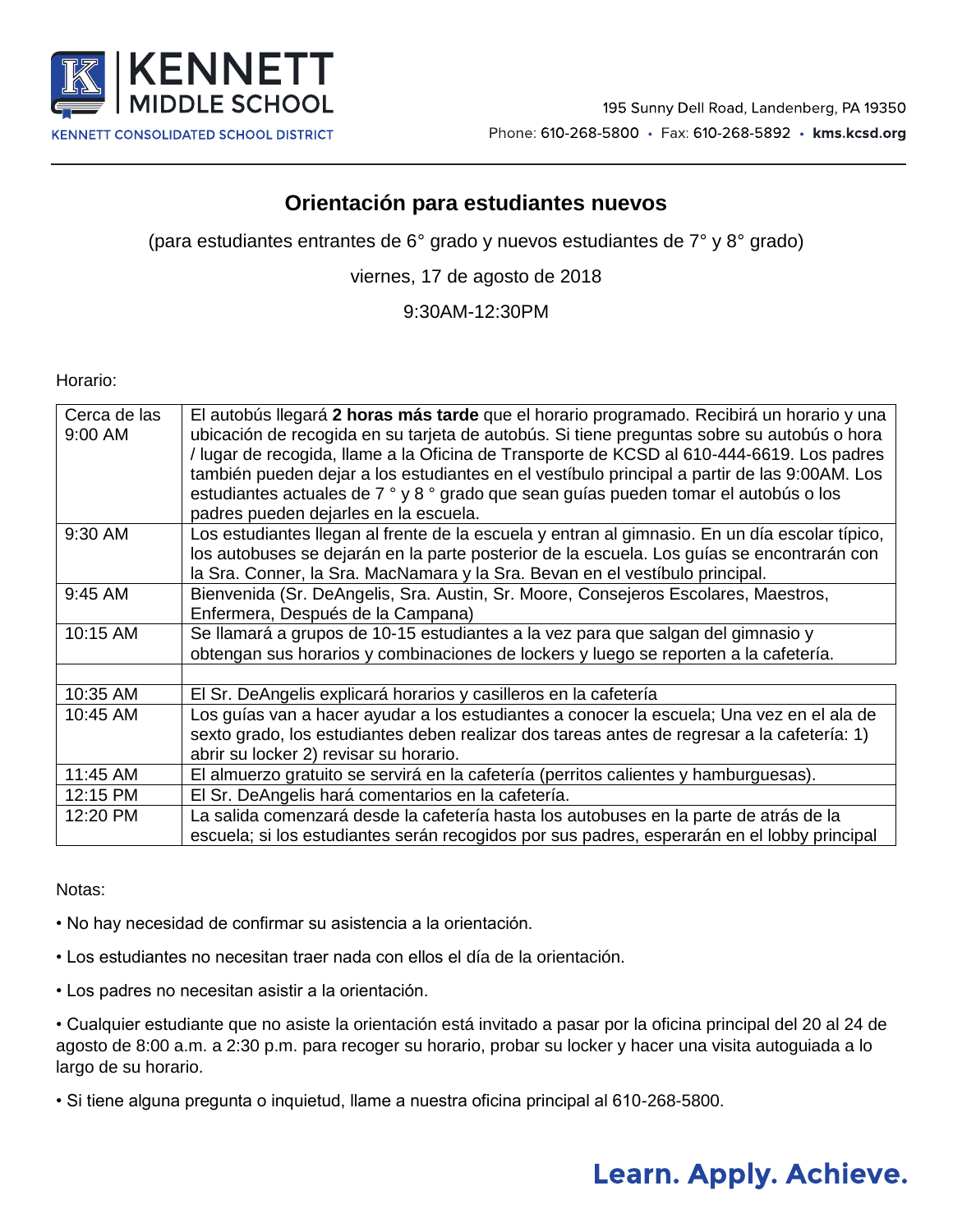**KENNETT MIDDLE SCHOOL**

KENNETT CONSOLIDATED SCHOOL DISTRICT

195 Sunny Dell Road, Landenberg, PA 19350

Phone: 610-268-5800 • Fax: 610-268-5892 • **kms.kcsd.org**

## Orientación para estudiantes nuevos

(para estudiantes entrantes de 6° grado y nuevos estudiantes de 7° y 8° grado)

viernes, 17 de agosto de 2018

9:30AM-12:30PM

Horario:

| | |
|---|---|
| Cerca de las 9:00 AM | El autobús llegará **2 horas más tarde** que el horario programado. Recibirá un horario y una ubicación de recogida en su tarjeta de autobús. Si tiene preguntas sobre su autobús o hora / lugar de recogida, llame a la Oficina de Transporte de KCSD al 610-444-6619. Los padres también pueden dejar a los estudiantes en el vestíbulo principal a partir de las 9:00AM. Los estudiantes actuales de 7 ° y 8 ° grado que sean guías pueden tomar el autobús o los padres pueden dejarles en la escuela. |
| 9:30 AM | Los estudiantes llegan al frente de la escuela y entran al gimnasio. En un día escolar típico, los autobuses se dejarán en la parte posterior de la escuela. Los guías se encontrarán con la Sra. Conner, la Sra. MacNamara y la Sra. Bevan en el vestíbulo principal. |
| 9:45 AM | Bienvenida (Sr. DeAngelis, Sra. Austin, Sr. Moore, Consejeros Escolares, Maestros, Enfermera, Después de la Campana) |
| 10:15 AM | Se llamará a grupos de 10-15 estudiantes a la vez para que salgan del gimnasio y obtengan sus horarios y combinaciones de lockers y luego se reporten a la cafetería. |
| | |
| 10:35 AM | El Sr. DeAngelis explicará horarios y casilleros en la cafetería |
| 10:45 AM | Los guías van a hacer ayudar a los estudiantes a conocer la escuela; Una vez en el ala de sexto grado, los estudiantes deben realizar dos tareas antes de regresar a la cafetería: 1) abrir su locker 2) revisar su horario. |
| 11:45 AM | El almuerzo gratuito se servirá en la cafetería (perritos calientes y hamburguesas). |
| 12:15 PM | El Sr. DeAngelis hará comentarios en la cafetería. |
| 12:20 PM | La salida comenzará desde la cafetería hasta los autobuses en la parte de atrás de la escuela; si los estudiantes serán recogidos por sus padres, esperarán en el lobby principal |

Notas:

- No hay necesidad de confirmar su asistencia a la orientación.
- Los estudiantes no necesitan traer nada con ellos el día de la orientación.
- Los padres no necesitan asistir a la orientación.
- Cualquier estudiante que no asiste la orientación está invitado a pasar por la oficina principal del 20 al 24 de agosto de 8:00 a.m. a 2:30 p.m. para recoger su horario, probar su locker y hacer una visita autoguiada a lo largo de su horario.
- Si tiene alguna pregunta o inquietud, llame a nuestra oficina principal al 610-268-5800.

**Learn. Apply. Achieve.**